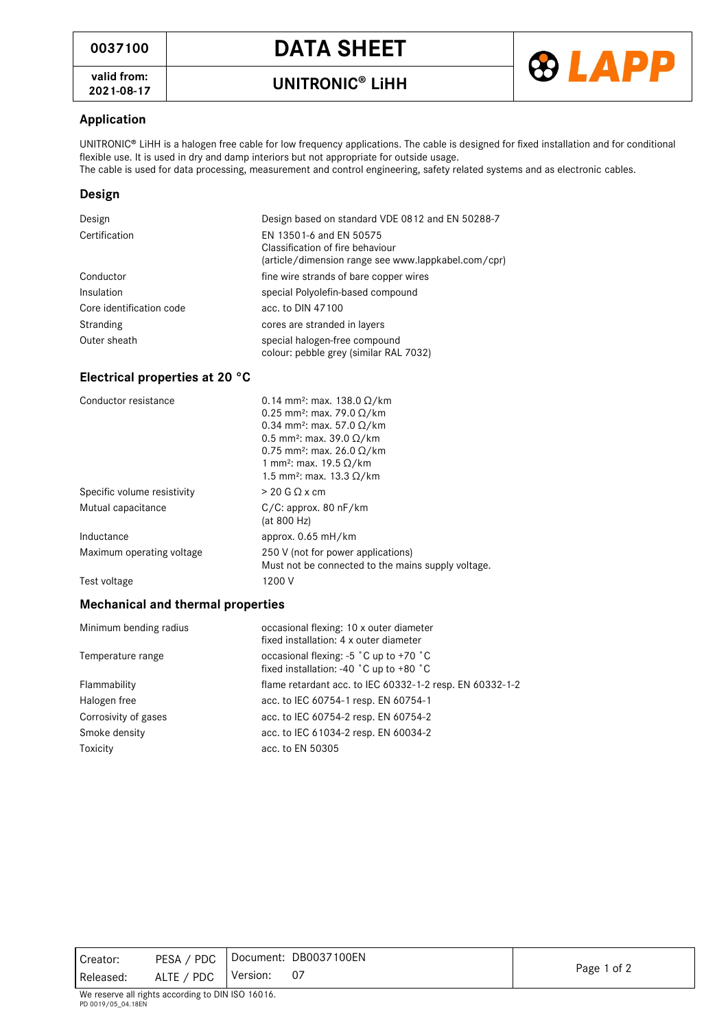| 0037100 | DATA SHEET |
| --- | --- |
| valid from: 2021-08-17 | UNITRONIC® LiHH |

## Application

UNITRONIC® LiHH is a halogen free cable for low frequency applications. The cable is designed for fixed installation and for conditional flexible use. It is used in dry and damp interiors but not appropriate for outside usage.
The cable is used for data processing, measurement and control engineering, safety related systems and as electronic cables.

## Design

| | |
| --- | --- |
| Design | Design based on standard VDE 0812 and EN 50288-7 |
| Certification | EN 13501-6 and EN 50575<br>Classification of fire behaviour<br>(article/dimension range see www.lappkabel.com/cpr) |
| Conductor | fine wire strands of bare copper wires |
| Insulation | special Polyolefin-based compound |
| Core identification code | acc. to DIN 47100 |
| Stranding | cores are stranded in layers |
| Outer sheath | special halogen-free compound<br>colour: pebble grey (similar RAL 7032) |

## Electrical properties at 20 °C

| | |
| --- | --- |
| Conductor resistance | 0.14 mm²: max. 138.0 Ω/km<br>0.25 mm²: max. 79.0 Ω/km<br>0.34 mm²: max. 57.0 Ω/km<br>0.5 mm²: max. 39.0 Ω/km<br>0.75 mm²: max. 26.0 Ω/km<br>1 mm²: max. 19.5 Ω/km<br>1.5 mm²: max. 13.3 Ω/km |
| Specific volume resistivity | > 20 G Ω x cm |
| Mutual capacitance | C/C: approx. 80 nF/km<br>(at 800 Hz) |
| Inductance | approx. 0.65 mH/km |
| Maximum operating voltage | 250 V (not for power applications)<br>Must not be connected to the mains supply voltage. |
| Test voltage | 1200 V |

## Mechanical and thermal properties

| | |
| --- | --- |
| Minimum bending radius | occasional flexing: 10 x outer diameter<br>fixed installation: 4 x outer diameter |
| Temperature range | occasional flexing: -5 °C up to +70 °C<br>fixed installation: -40 °C up to +80 °C |
| Flammability | flame retardant acc. to IEC 60332-1-2 resp. EN 60332-1-2 |
| Halogen free | acc. to IEC 60754-1 resp. EN 60754-1 |
| Corrosivity of gases | acc. to IEC 60754-2 resp. EN 60754-2 |
| Smoke density | acc. to IEC 61034-2 resp. EN 60034-2 |
| Toxicity | acc. to EN 50305 |

| | | | |
| --- | --- | --- | --- |
| Creator: | PESA / PDC | Document: | DB0037100EN |
| Released: | ALTE / PDC | Version: | 07 |

We reserve all rights according to DIN ISO 16016.
PD 0019/05_04.18EN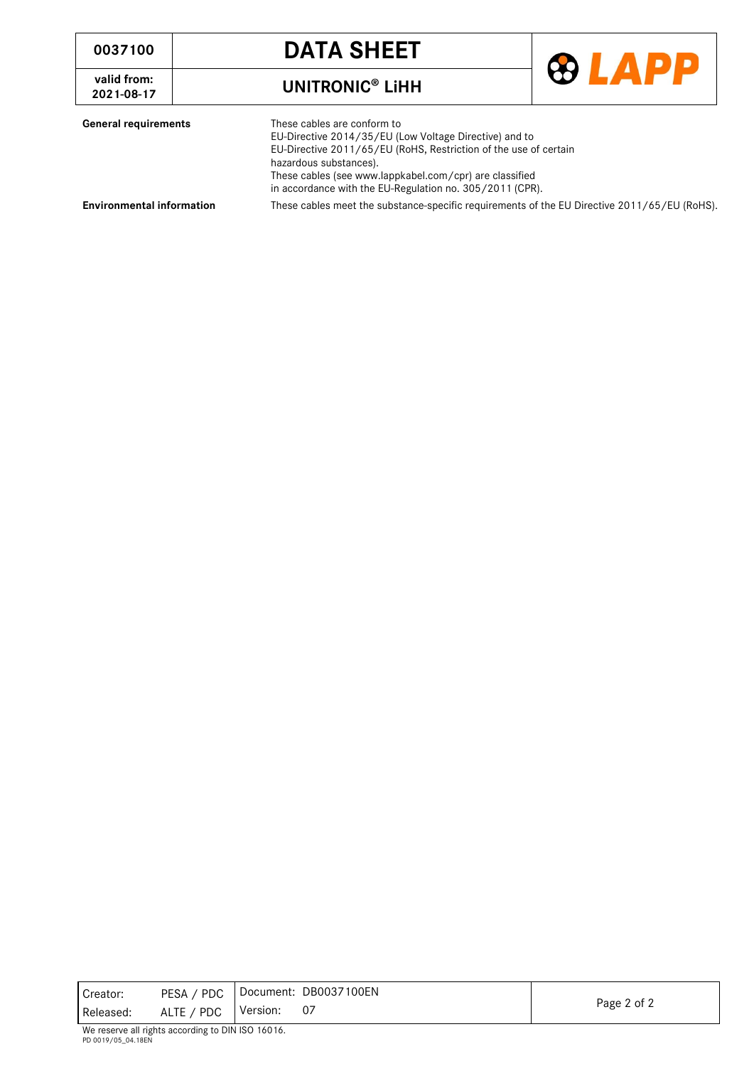**General requirements**

These cables are conform to
EU-Directive 2014/35/EU (Low Voltage Directive) and to
EU-Directive 2011/65/EU (RoHS, Restriction of the use of certain hazardous substances).
These cables (see www.lappkabel.com/cpr) are classified in accordance with the EU-Regulation no. 305/2011 (CPR).

**Environmental information**

These cables meet the substance-specific requirements of the EU Directive 2011/65/EU (RoHS).